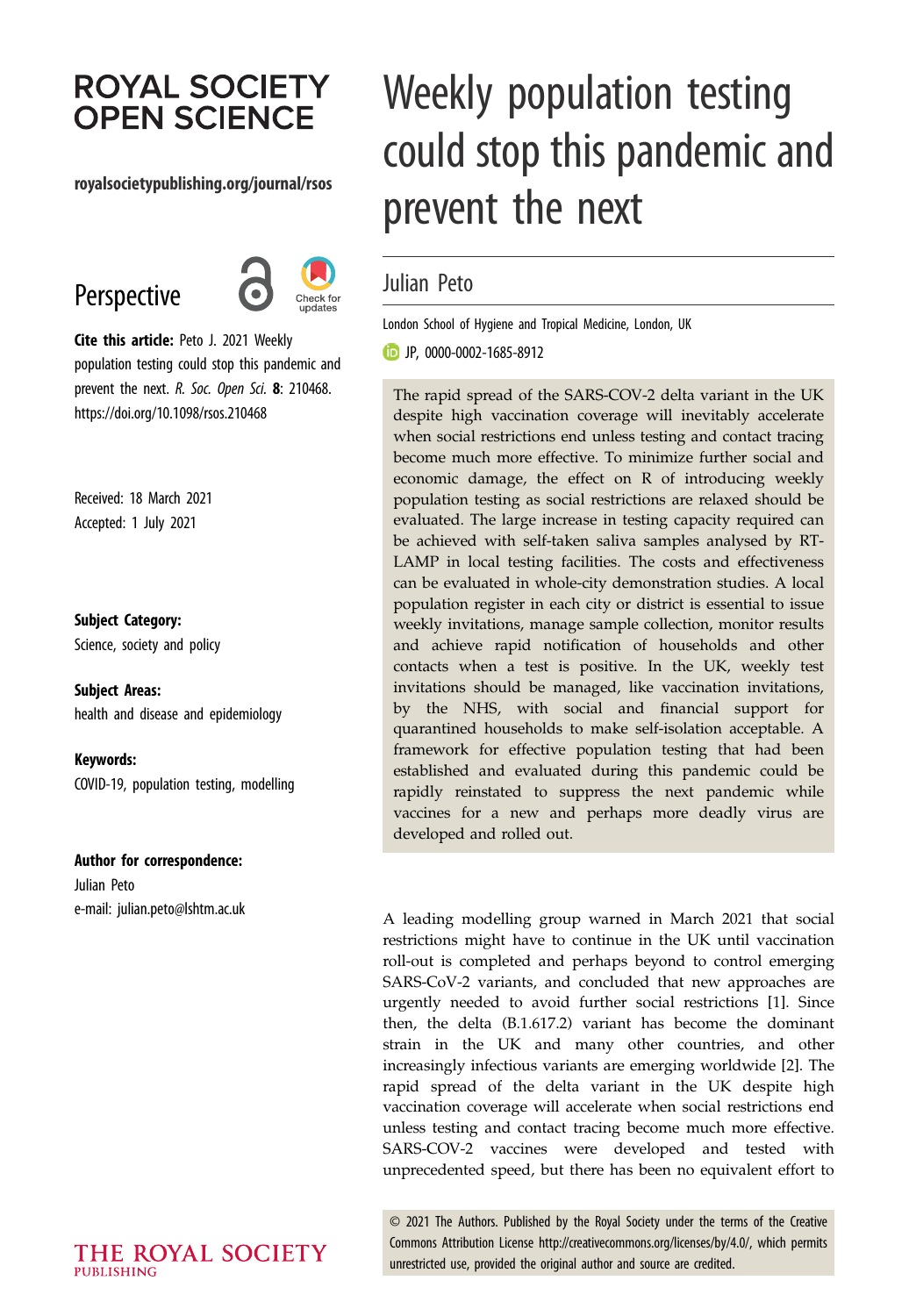# Weekly population testing could stop this pandemic and prevent the next

## Julian Peto

London School of Hygiene and Tropical Medicine, London, UK

JP, 0000-0002-1685-8912

Perspective

**Cite this article:** Peto J. 2021 Weekly population testing could stop this pandemic and prevent the next. *R. Soc. Open Sci.* **8**: 210468. https://doi.org/10.1098/rsos.210468

Received: 18 March 2021
Accepted: 1 July 2021

**Subject Category:**
Science, society and policy

**Subject Areas:**
health and disease and epidemiology

**Keywords:**
COVID-19, population testing, modelling

**Author for correspondence:**
Julian Peto
e-mail: julian.peto@lshtm.ac.uk

The rapid spread of the SARS-COV-2 delta variant in the UK despite high vaccination coverage will inevitably accelerate when social restrictions end unless testing and contact tracing become much more effective. To minimize further social and economic damage, the effect on R of introducing weekly population testing as social restrictions are relaxed should be evaluated. The large increase in testing capacity required can be achieved with self-taken saliva samples analysed by RT-LAMP in local testing facilities. The costs and effectiveness can be evaluated in whole-city demonstration studies. A local population register in each city or district is essential to issue weekly invitations, manage sample collection, monitor results and achieve rapid notification of households and other contacts when a test is positive. In the UK, weekly test invitations should be managed, like vaccination invitations, by the NHS, with social and financial support for quarantined households to make self-isolation acceptable. A framework for effective population testing that had been established and evaluated during this pandemic could be rapidly reinstated to suppress the next pandemic while vaccines for a new and perhaps more deadly virus are developed and rolled out.

A leading modelling group warned in March 2021 that social restrictions might have to continue in the UK until vaccination roll-out is completed and perhaps beyond to control emerging SARS-CoV-2 variants, and concluded that new approaches are urgently needed to avoid further social restrictions [1]. Since then, the delta (B.1.617.2) variant has become the dominant strain in the UK and many other countries, and other increasingly infectious variants are emerging worldwide [2]. The rapid spread of the delta variant in the UK despite high vaccination coverage will accelerate when social restrictions end unless testing and contact tracing become much more effective. SARS-COV-2 vaccines were developed and tested with unprecedented speed, but there has been no equivalent effort to

© 2021 The Authors. Published by the Royal Society under the terms of the Creative Commons Attribution License http://creativecommons.org/licenses/by/4.0/, which permits unrestricted use, provided the original author and source are credited.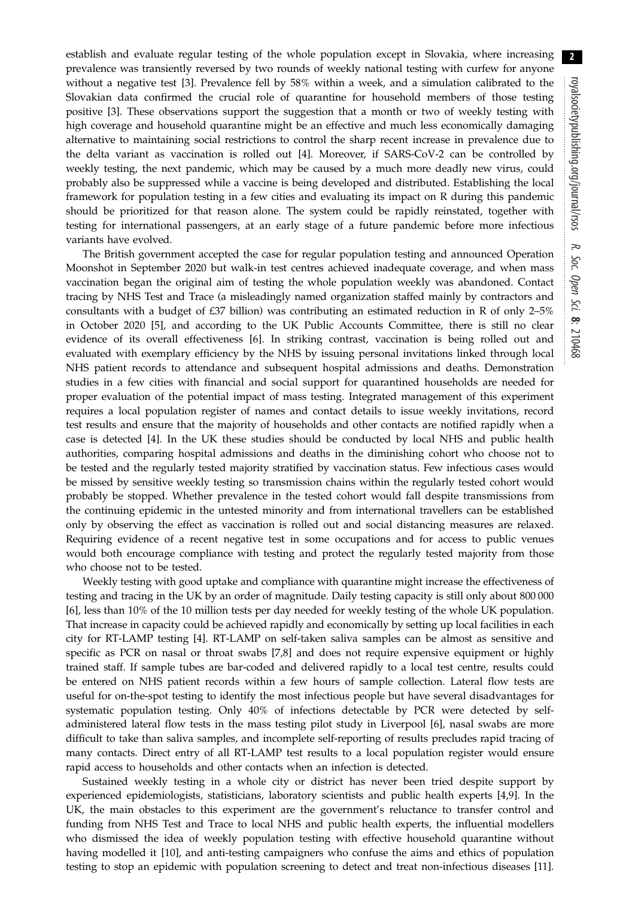establish and evaluate regular testing of the whole population except in Slovakia, where increasing prevalence was transiently reversed by two rounds of weekly national testing with curfew for anyone without a negative test [3]. Prevalence fell by 58% within a week, and a simulation calibrated to the Slovakian data confirmed the crucial role of quarantine for household members of those testing positive [3]. These observations support the suggestion that a month or two of weekly testing with high coverage and household quarantine might be an effective and much less economically damaging alternative to maintaining social restrictions to control the sharp recent increase in prevalence due to the delta variant as vaccination is rolled out [4]. Moreover, if SARS-CoV-2 can be controlled by weekly testing, the next pandemic, which may be caused by a much more deadly new virus, could probably also be suppressed while a vaccine is being developed and distributed. Establishing the local framework for population testing in a few cities and evaluating its impact on R during this pandemic should be prioritized for that reason alone. The system could be rapidly reinstated, together with testing for international passengers, at an early stage of a future pandemic before more infectious variants have evolved.

The British government accepted the case for regular population testing and announced Operation Moonshot in September 2020 but walk-in test centres achieved inadequate coverage, and when mass vaccination began the original aim of testing the whole population weekly was abandoned. Contact tracing by NHS Test and Trace (a misleadingly named organization staffed mainly by contractors and consultants with a budget of £37 billion) was contributing an estimated reduction in R of only 2–5% in October 2020 [5], and according to the UK Public Accounts Committee, there is still no clear evidence of its overall effectiveness [6]. In striking contrast, vaccination is being rolled out and evaluated with exemplary efficiency by the NHS by issuing personal invitations linked through local NHS patient records to attendance and subsequent hospital admissions and deaths. Demonstration studies in a few cities with financial and social support for quarantined households are needed for proper evaluation of the potential impact of mass testing. Integrated management of this experiment requires a local population register of names and contact details to issue weekly invitations, record test results and ensure that the majority of households and other contacts are notified rapidly when a case is detected [4]. In the UK these studies should be conducted by local NHS and public health authorities, comparing hospital admissions and deaths in the diminishing cohort who choose not to be tested and the regularly tested majority stratified by vaccination status. Few infectious cases would be missed by sensitive weekly testing so transmission chains within the regularly tested cohort would probably be stopped. Whether prevalence in the tested cohort would fall despite transmissions from the continuing epidemic in the untested minority and from international travellers can be established only by observing the effect as vaccination is rolled out and social distancing measures are relaxed. Requiring evidence of a recent negative test in some occupations and for access to public venues would both encourage compliance with testing and protect the regularly tested majority from those who choose not to be tested.

Weekly testing with good uptake and compliance with quarantine might increase the effectiveness of testing and tracing in the UK by an order of magnitude. Daily testing capacity is still only about 800 000 [6], less than 10% of the 10 million tests per day needed for weekly testing of the whole UK population. That increase in capacity could be achieved rapidly and economically by setting up local facilities in each city for RT-LAMP testing [4]. RT-LAMP on self-taken saliva samples can be almost as sensitive and specific as PCR on nasal or throat swabs [7,8] and does not require expensive equipment or highly trained staff. If sample tubes are bar-coded and delivered rapidly to a local test centre, results could be entered on NHS patient records within a few hours of sample collection. Lateral flow tests are useful for on-the-spot testing to identify the most infectious people but have several disadvantages for systematic population testing. Only 40% of infections detectable by PCR were detected by self-administered lateral flow tests in the mass testing pilot study in Liverpool [6], nasal swabs are more difficult to take than saliva samples, and incomplete self-reporting of results precludes rapid tracing of many contacts. Direct entry of all RT-LAMP test results to a local population register would ensure rapid access to households and other contacts when an infection is detected.

Sustained weekly testing in a whole city or district has never been tried despite support by experienced epidemiologists, statisticians, laboratory scientists and public health experts [4,9]. In the UK, the main obstacles to this experiment are the government's reluctance to transfer control and funding from NHS Test and Trace to local NHS and public health experts, the influential modellers who dismissed the idea of weekly population testing with effective household quarantine without having modelled it [10], and anti-testing campaigners who confuse the aims and ethics of population testing to stop an epidemic with population screening to detect and treat non-infectious diseases [11].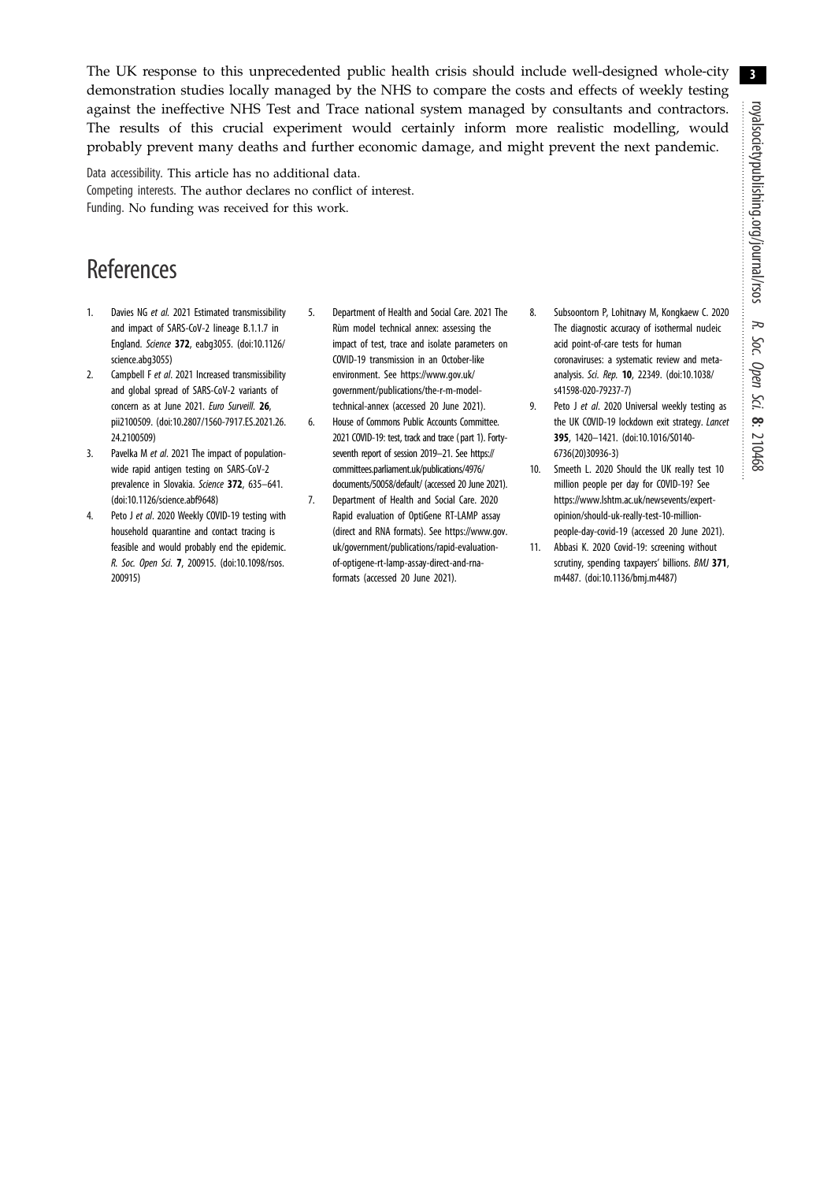The UK response to this unprecedented public health crisis should include well-designed whole-city demonstration studies locally managed by the NHS to compare the costs and effects of weekly testing against the ineffective NHS Test and Trace national system managed by consultants and contractors. The results of this crucial experiment would certainly inform more realistic modelling, would probably prevent many deaths and further economic damage, and might prevent the next pandemic.

Data accessibility. This article has no additional data.

Competing interests. The author declares no conflict of interest.

Funding. No funding was received for this work.

# References

1. Davies NG *et al.* 2021 Estimated transmissibility and impact of SARS-CoV-2 lineage B.1.1.7 in England. *Science* **372**, eabg3055. (doi:10.1126/science.abg3055)
2. Campbell F *et al.* 2021 Increased transmissibility and global spread of SARS-CoV-2 variants of concern as at June 2021. *Euro Surveill.* **26**, pii2100509. (doi:10.2807/1560-7917.ES.2021.26.24.2100509)
3. Pavelka M *et al.* 2021 The impact of population-wide rapid antigen testing on SARS-CoV-2 prevalence in Slovakia. *Science* **372**, 635–641. (doi:10.1126/science.abf9648)
4. Peto J *et al.* 2020 Weekly COVID-19 testing with household quarantine and contact tracing is feasible and would probably end the epidemic. *R. Soc. Open Sci.* **7**, 200915. (doi:10.1098/rsos.200915)
5. Department of Health and Social Care. 2021 The Rùm model technical annex: assessing the impact of test, trace and isolate parameters on COVID-19 transmission in an October-like environment. See https://www.gov.uk/government/publications/the-r-m-model-technical-annex (accessed 20 June 2021).
6. House of Commons Public Accounts Committee. 2021 COVID-19: test, track and trace (part 1). Forty-seventh report of session 2019–21. See https://committees.parliament.uk/publications/4976/documents/50058/default/ (accessed 20 June 2021).
7. Department of Health and Social Care. 2020 Rapid evaluation of OptiGene RT-LAMP assay (direct and RNA formats). See https://www.gov.uk/government/publications/rapid-evaluation-of-optigene-rt-lamp-assay-direct-and-rna-formats (accessed 20 June 2021).
8. Subsoontorn P, Lohitnavy M, Kongkaew C. 2020 The diagnostic accuracy of isothermal nucleic acid point-of-care tests for human coronaviruses: a systematic review and meta-analysis. *Sci. Rep.* **10**, 22349. (doi:10.1038/s41598-020-79237-7)
9. Peto J *et al.* 2020 Universal weekly testing as the UK COVID-19 lockdown exit strategy. *Lancet* **395**, 1420–1421. (doi:10.1016/S0140-6736(20)30936-3)
10. Smeeth L. 2020 Should the UK really test 10 million people per day for COVID-19? See https://www.lshtm.ac.uk/newsevents/expert-opinion/should-uk-really-test-10-million-people-day-covid-19 (accessed 20 June 2021).
11. Abbasi K. 2020 Covid-19: screening without scrutiny, spending taxpayers' billions. *BMJ* **371**, m4487. (doi:10.1136/bmj.m4487)